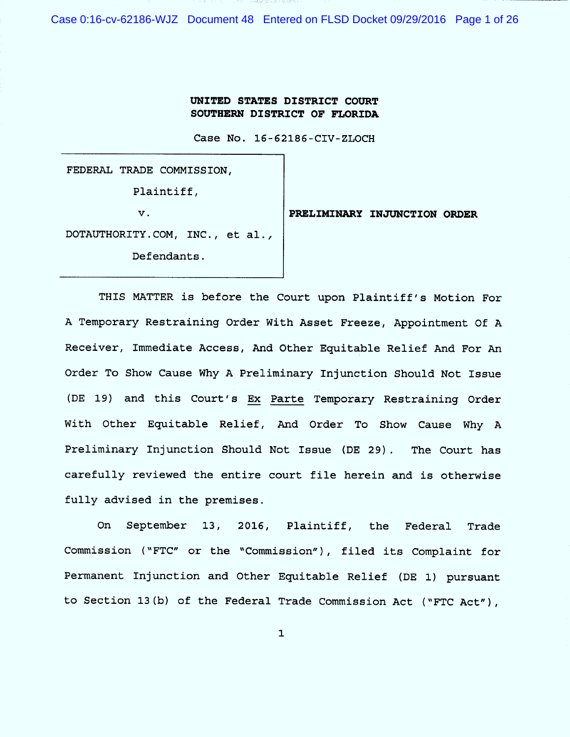**UNITED STATES DISTRICT COURT**
**SOUTHERN DISTRICT OF FLORIDA**

Case No. 16-62186-CIV-ZLOCH

FEDERAL TRADE COMMISSION,

Plaintiff,

v.

DOTAUTHORITY.COM, INC., et al.,

Defendants.

**PRELIMINARY INJUNCTION ORDER**

THIS MATTER is before the Court upon Plaintiff's Motion For A Temporary Restraining Order With Asset Freeze, Appointment Of A Receiver, Immediate Access, And Other Equitable Relief And For An Order To Show Cause Why A Preliminary Injunction Should Not Issue (DE 19) and this Court's Ex Parte Temporary Restraining Order With Other Equitable Relief, And Order To Show Cause Why A Preliminary Injunction Should Not Issue (DE 29). The Court has carefully reviewed the entire court file herein and is otherwise fully advised in the premises.

On September 13, 2016, Plaintiff, the Federal Trade Commission ("FTC" or the "Commission"), filed its Complaint for Permanent Injunction and Other Equitable Relief (DE 1) pursuant to Section 13(b) of the Federal Trade Commission Act ("FTC Act"),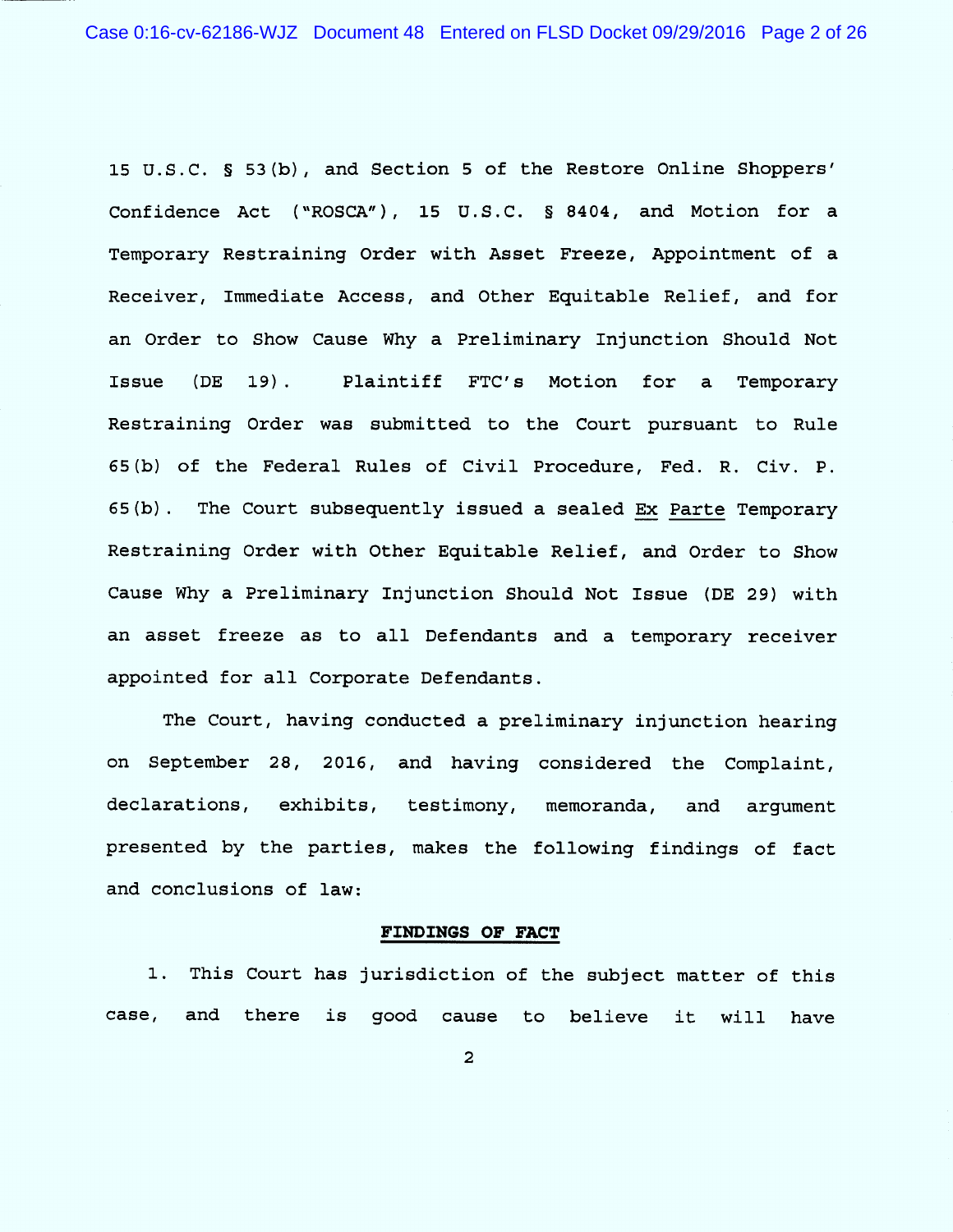15 U.S.C. § 53(b), and Section 5 of the Restore Online Shoppers' Confidence Act ("ROSCA"), 15 U.S.C. § 8404, and Motion for a Temporary Restraining Order with Asset Freeze, Appointment of a Receiver, Immediate Access, and Other Equitable Relief, and for an Order to Show Cause Why a Preliminary Injunction Should Not Issue (DE 19). Plaintiff FTC's Motion for a Temporary Restraining Order was submitted to the Court pursuant to Rule 65(b) of the Federal Rules of Civil Procedure, Fed. R. Civ. P. 65(b). The Court subsequently issued a sealed Ex Parte Temporary Restraining Order with Other Equitable Relief, and Order to Show Cause Why a Preliminary Injunction Should Not Issue (DE 29) with an asset freeze as to all Defendants and a temporary receiver appointed for all Corporate Defendants.

The Court, having conducted a preliminary injunction hearing on September 28, 2016, and having considered the Complaint, declarations, exhibits, testimony, memoranda, and argument presented by the parties, makes the following findings of fact and conclusions of law:

## FINDINGS OF FACT

1. This Court has jurisdiction of the subject matter of this case, and there is good cause to believe it will have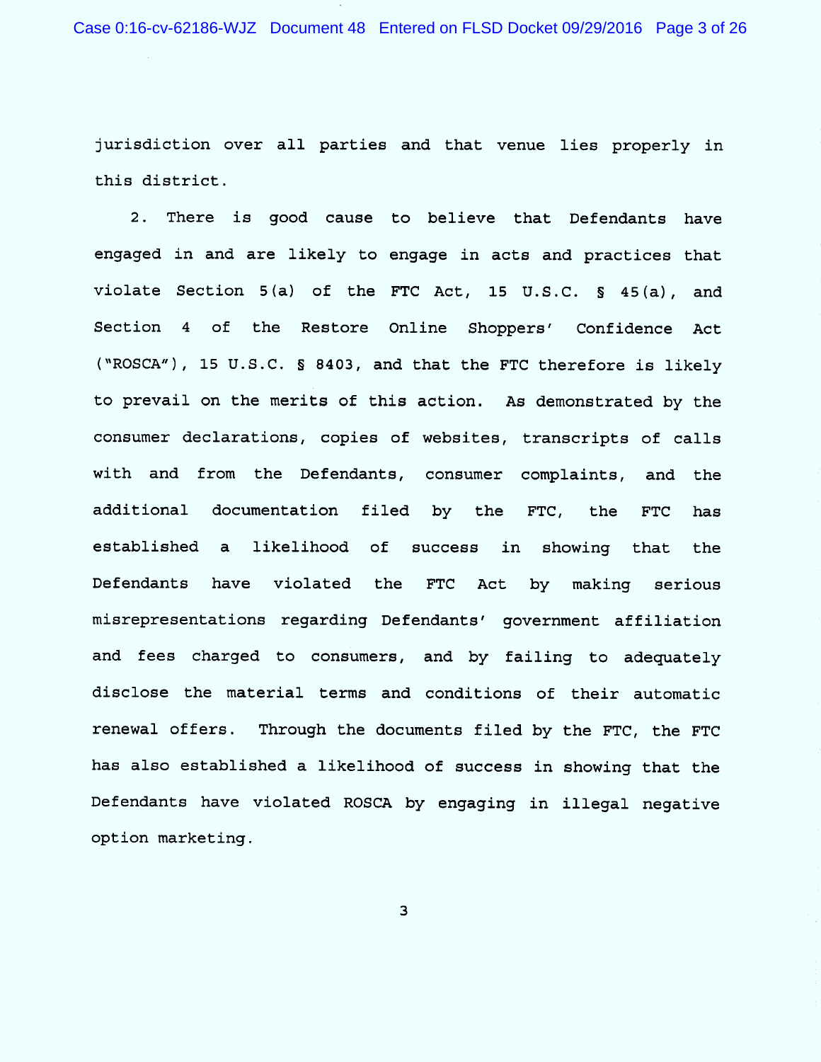jurisdiction over all parties and that venue lies properly in this district.

2. There is good cause to believe that Defendants have engaged in and are likely to engage in acts and practices that violate Section 5(a) of the FTC Act, 15 U.S.C. § 45(a), and Section 4 of the Restore Online Shoppers' Confidence Act ("ROSCA"), 15 U.S.C. § 8403, and that the FTC therefore is likely to prevail on the merits of this action. As demonstrated by the consumer declarations, copies of websites, transcripts of calls with and from the Defendants, consumer complaints, and the additional documentation filed by the FTC, the FTC has established a likelihood of success in showing that the Defendants have violated the FTC Act by making serious misrepresentations regarding Defendants' government affiliation and fees charged to consumers, and by failing to adequately disclose the material terms and conditions of their automatic renewal offers. Through the documents filed by the FTC, the FTC has also established a likelihood of success in showing that the Defendants have violated ROSCA by engaging in illegal negative option marketing.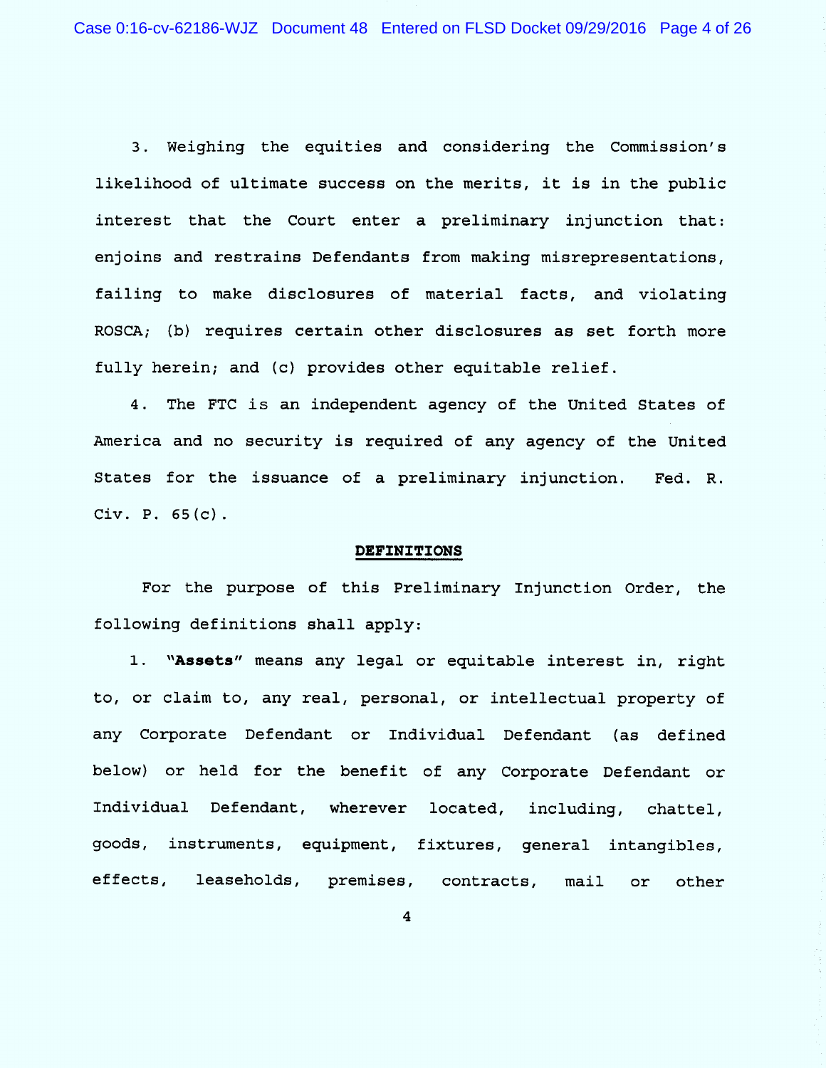3. Weighing the equities and considering the Commission's likelihood of ultimate success on the merits, it is in the public interest that the Court enter a preliminary injunction that: enjoins and restrains Defendants from making misrepresentations, failing to make disclosures of material facts, and violating ROSCA; (b) requires certain other disclosures as set forth more fully herein; and (c) provides other equitable relief.

4. The FTC is an independent agency of the United States of America and no security is required of any agency of the United States for the issuance of a preliminary injunction. Fed. R. Civ. P. 65(c).

## DEFINITIONS

For the purpose of this Preliminary Injunction Order, the following definitions shall apply:

1. **"Assets"** means any legal or equitable interest in, right to, or claim to, any real, personal, or intellectual property of any Corporate Defendant or Individual Defendant (as defined below) or held for the benefit of any Corporate Defendant or Individual Defendant, wherever located, including, chattel, goods, instruments, equipment, fixtures, general intangibles, effects, leaseholds, premises, contracts, mail or other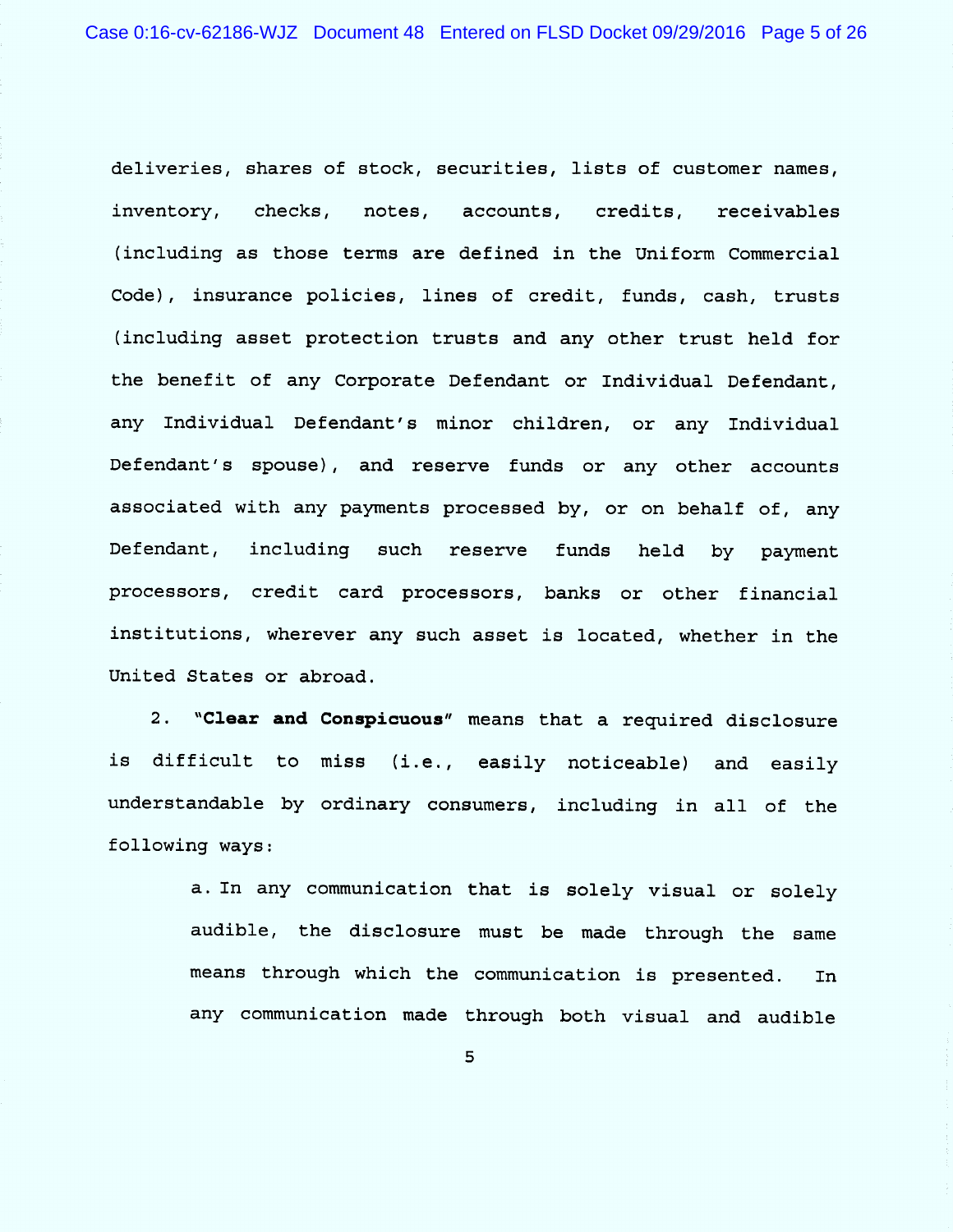deliveries, shares of stock, securities, lists of customer names, inventory, checks, notes, accounts, credits, receivables (including as those terms are defined in the Uniform Commercial Code), insurance policies, lines of credit, funds, cash, trusts (including asset protection trusts and any other trust held for the benefit of any Corporate Defendant or Individual Defendant, any Individual Defendant's minor children, or any Individual Defendant's spouse), and reserve funds or any other accounts associated with any payments processed by, or on behalf of, any Defendant, including such reserve funds held by payment processors, credit card processors, banks or other financial institutions, wherever any such asset is located, whether in the United States or abroad.

2. **"Clear and Conspicuous"** means that a required disclosure is difficult to miss (i.e., easily noticeable) and easily understandable by ordinary consumers, including in all of the following ways:

a. In any communication that is solely visual or solely audible, the disclosure must be made through the same means through which the communication is presented. In any communication made through both visual and audible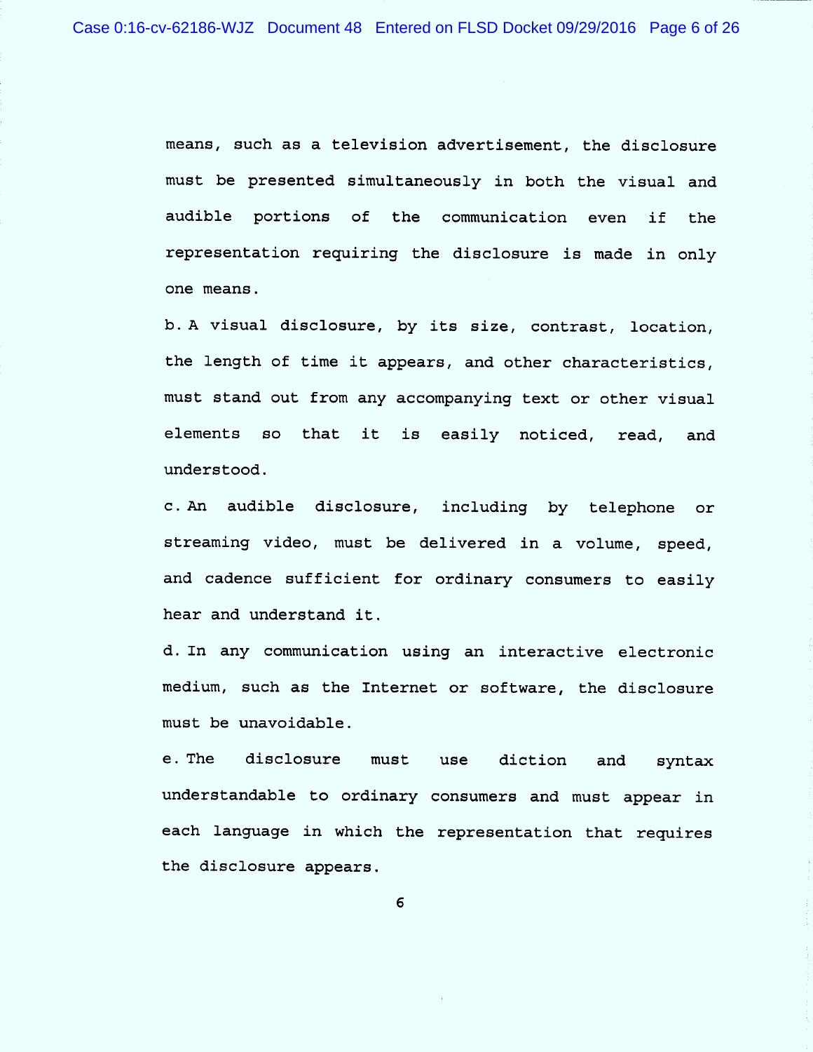means, such as a television advertisement, the disclosure must be presented simultaneously in both the visual and audible portions of the communication even if the representation requiring the disclosure is made in only one means.

b. A visual disclosure, by its size, contrast, location, the length of time it appears, and other characteristics, must stand out from any accompanying text or other visual elements so that it is easily noticed, read, and understood.

c. An audible disclosure, including by telephone or streaming video, must be delivered in a volume, speed, and cadence sufficient for ordinary consumers to easily hear and understand it.

d. In any communication using an interactive electronic medium, such as the Internet or software, the disclosure must be unavoidable.

e. The disclosure must use diction and syntax understandable to ordinary consumers and must appear in each language in which the representation that requires the disclosure appears.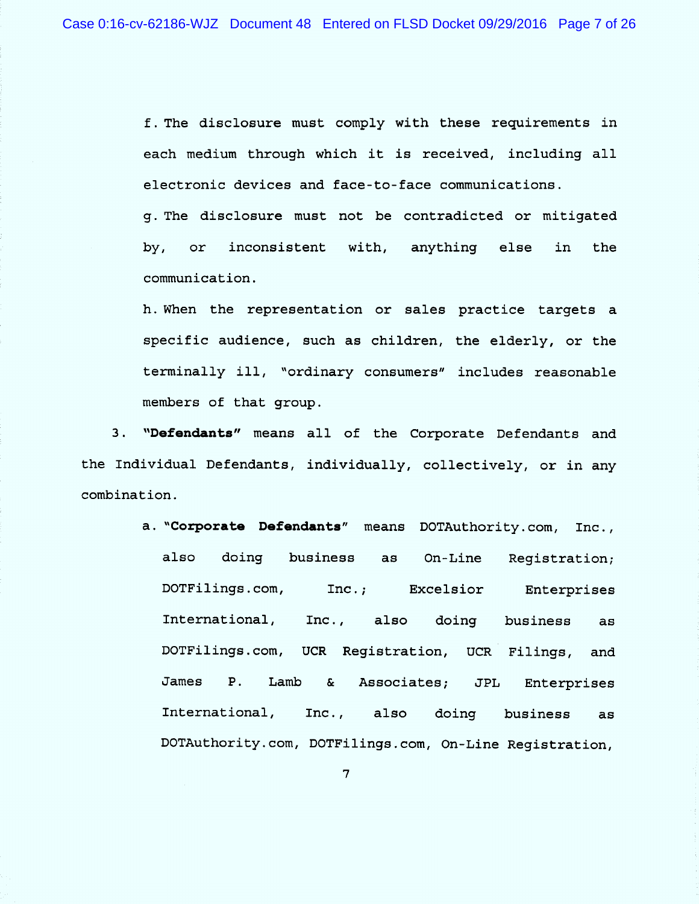f. The disclosure must comply with these requirements in each medium through which it is received, including all electronic devices and face-to-face communications.

g. The disclosure must not be contradicted or mitigated by, or inconsistent with, anything else in the communication.

h. When the representation or sales practice targets a specific audience, such as children, the elderly, or the terminally ill, "ordinary consumers" includes reasonable members of that group.

3. **"Defendants"** means all of the Corporate Defendants and the Individual Defendants, individually, collectively, or in any combination.

a. **"Corporate Defendants"** means DOTAuthority.com, Inc., also doing business as On-Line Registration; DOTFilings.com, Inc.; Excelsior Enterprises International, Inc., also doing business as DOTFilings.com, UCR Registration, UCR Filings, and James P. Lamb & Associates; JPL Enterprises International, Inc., also doing business as DOTAuthority.com, DOTFilings.com, On-Line Registration,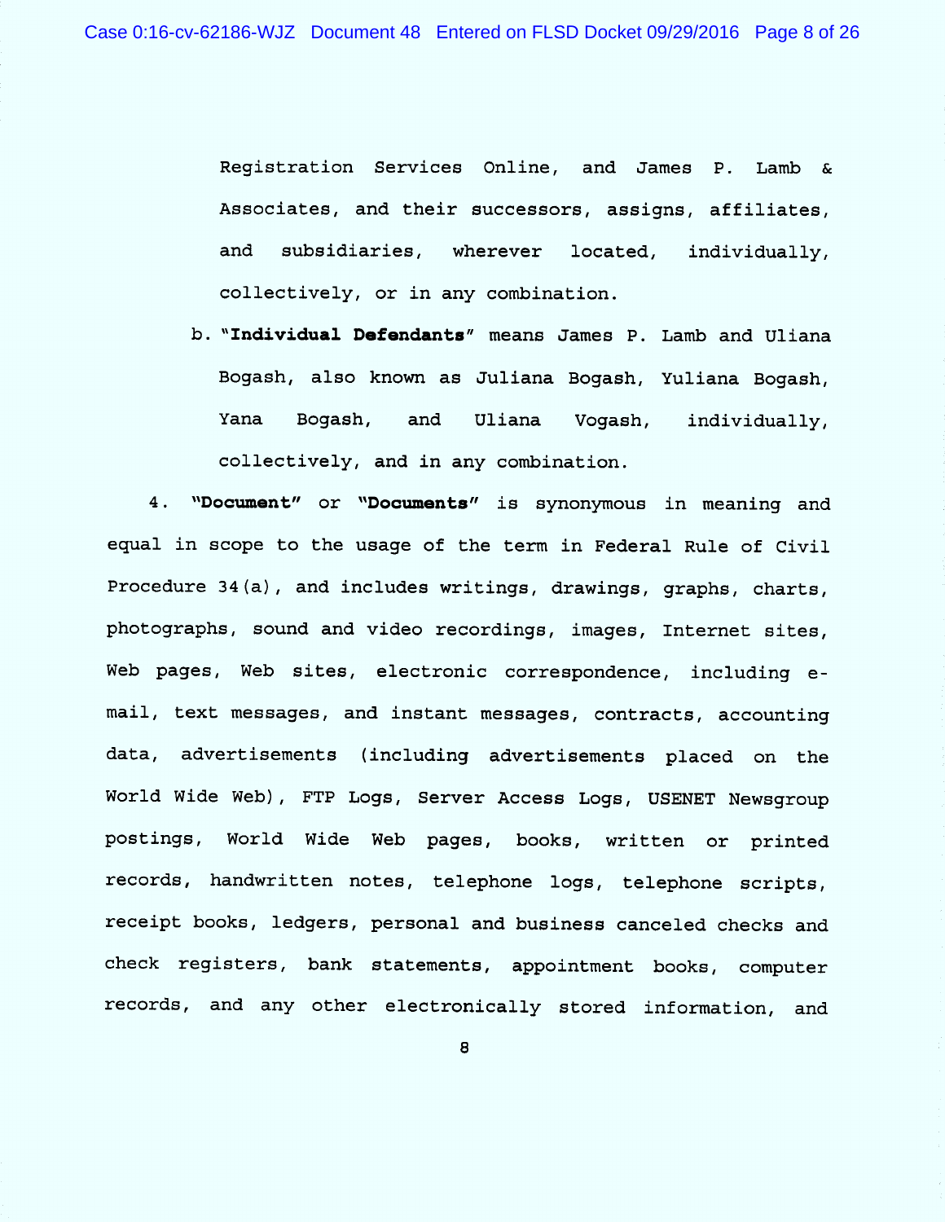Registration Services Online, and James P. Lamb & Associates, and their successors, assigns, affiliates, and subsidiaries, wherever located, individually, collectively, or in any combination.

b. "**Individual Defendants**" means James P. Lamb and Uliana Bogash, also known as Juliana Bogash, Yuliana Bogash, Yana Bogash, and Uliana Vogash, individually, collectively, and in any combination.

4. "**Document**" or "**Documents**" is synonymous in meaning and equal in scope to the usage of the term in Federal Rule of Civil Procedure 34(a), and includes writings, drawings, graphs, charts, photographs, sound and video recordings, images, Internet sites, Web pages, Web sites, electronic correspondence, including e-mail, text messages, and instant messages, contracts, accounting data, advertisements (including advertisements placed on the World Wide Web), FTP Logs, Server Access Logs, USENET Newsgroup postings, World Wide Web pages, books, written or printed records, handwritten notes, telephone logs, telephone scripts, receipt books, ledgers, personal and business canceled checks and check registers, bank statements, appointment books, computer records, and any other electronically stored information, and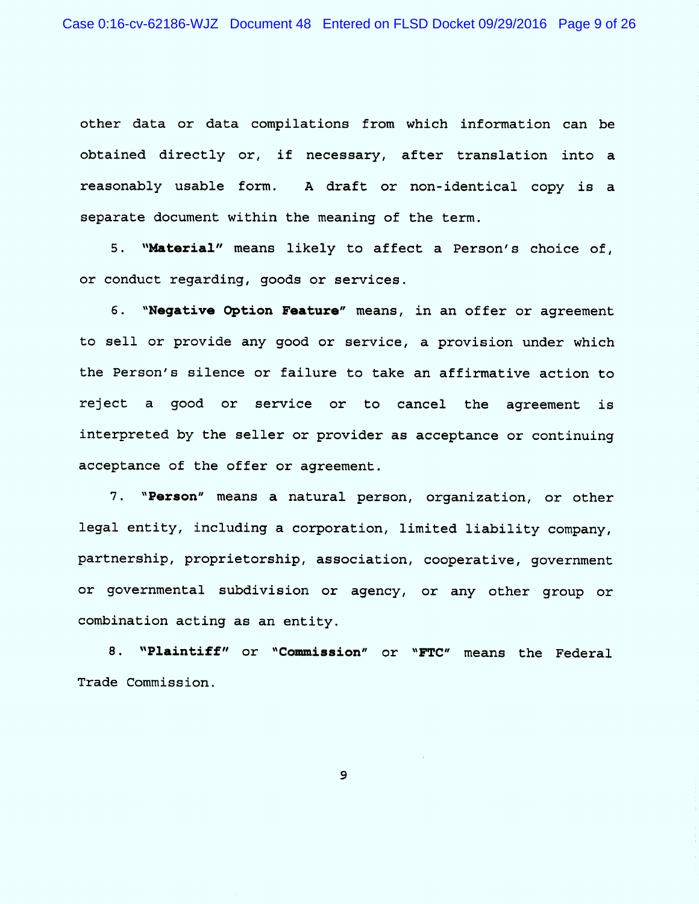other data or data compilations from which information can be obtained directly or, if necessary, after translation into a reasonably usable form. A draft or non-identical copy is a separate document within the meaning of the term.

5. **"Material"** means likely to affect a Person's choice of, or conduct regarding, goods or services.

6. **"Negative Option Feature"** means, in an offer or agreement to sell or provide any good or service, a provision under which the Person's silence or failure to take an affirmative action to reject a good or service or to cancel the agreement is interpreted by the seller or provider as acceptance or continuing acceptance of the offer or agreement.

7. **"Person"** means a natural person, organization, or other legal entity, including a corporation, limited liability company, partnership, proprietorship, association, cooperative, government or governmental subdivision or agency, or any other group or combination acting as an entity.

8. **"Plaintiff"** or **"Commission"** or **"FTC"** means the Federal Trade Commission.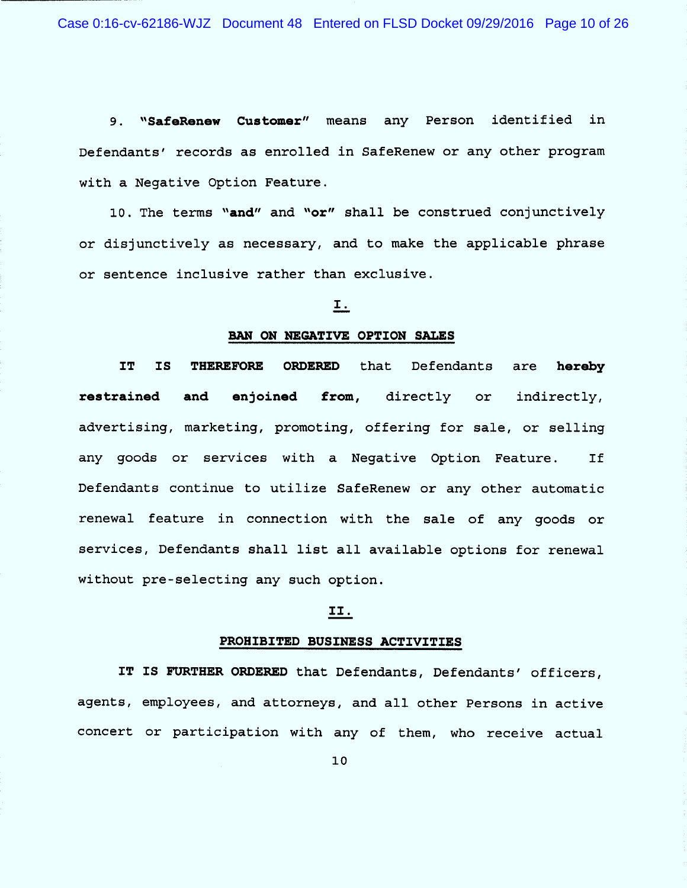9. **"SafeRenew Customer"** means any Person identified in Defendants' records as enrolled in SafeRenew or any other program with a Negative Option Feature.

10. The terms **"and"** and **"or"** shall be construed conjunctively or disjunctively as necessary, and to make the applicable phrase or sentence inclusive rather than exclusive.

## I.

## BAN ON NEGATIVE OPTION SALES

**IT IS THEREFORE ORDERED** that Defendants are **hereby restrained and enjoined from,** directly or indirectly, advertising, marketing, promoting, offering for sale, or selling any goods or services with a Negative Option Feature. If Defendants continue to utilize SafeRenew or any other automatic renewal feature in connection with the sale of any goods or services, Defendants shall list all available options for renewal without pre-selecting any such option.

## II.

## PROHIBITED BUSINESS ACTIVITIES

**IT IS FURTHER ORDERED** that Defendants, Defendants' officers, agents, employees, and attorneys, and all other Persons in active concert or participation with any of them, who receive actual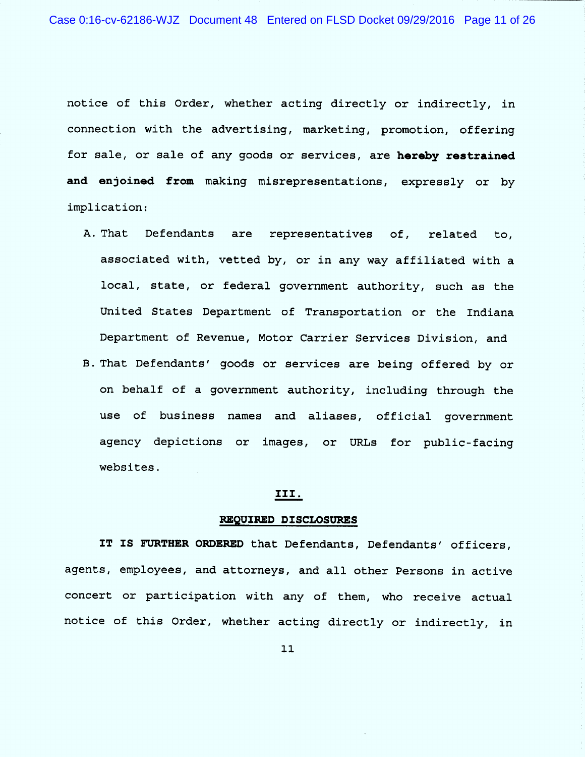notice of this Order, whether acting directly or indirectly, in connection with the advertising, marketing, promotion, offering for sale, or sale of any goods or services, are **hereby restrained and enjoined from** making misrepresentations, expressly or by implication:

A. That Defendants are representatives of, related to, associated with, vetted by, or in any way affiliated with a local, state, or federal government authority, such as the United States Department of Transportation or the Indiana Department of Revenue, Motor Carrier Services Division, and

B. That Defendants' goods or services are being offered by or on behalf of a government authority, including through the use of business names and aliases, official government agency depictions or images, or URLs for public-facing websites.

## III.

## REQUIRED DISCLOSURES

**IT IS FURTHER ORDERED** that Defendants, Defendants' officers, agents, employees, and attorneys, and all other Persons in active concert or participation with any of them, who receive actual notice of this Order, whether acting directly or indirectly, in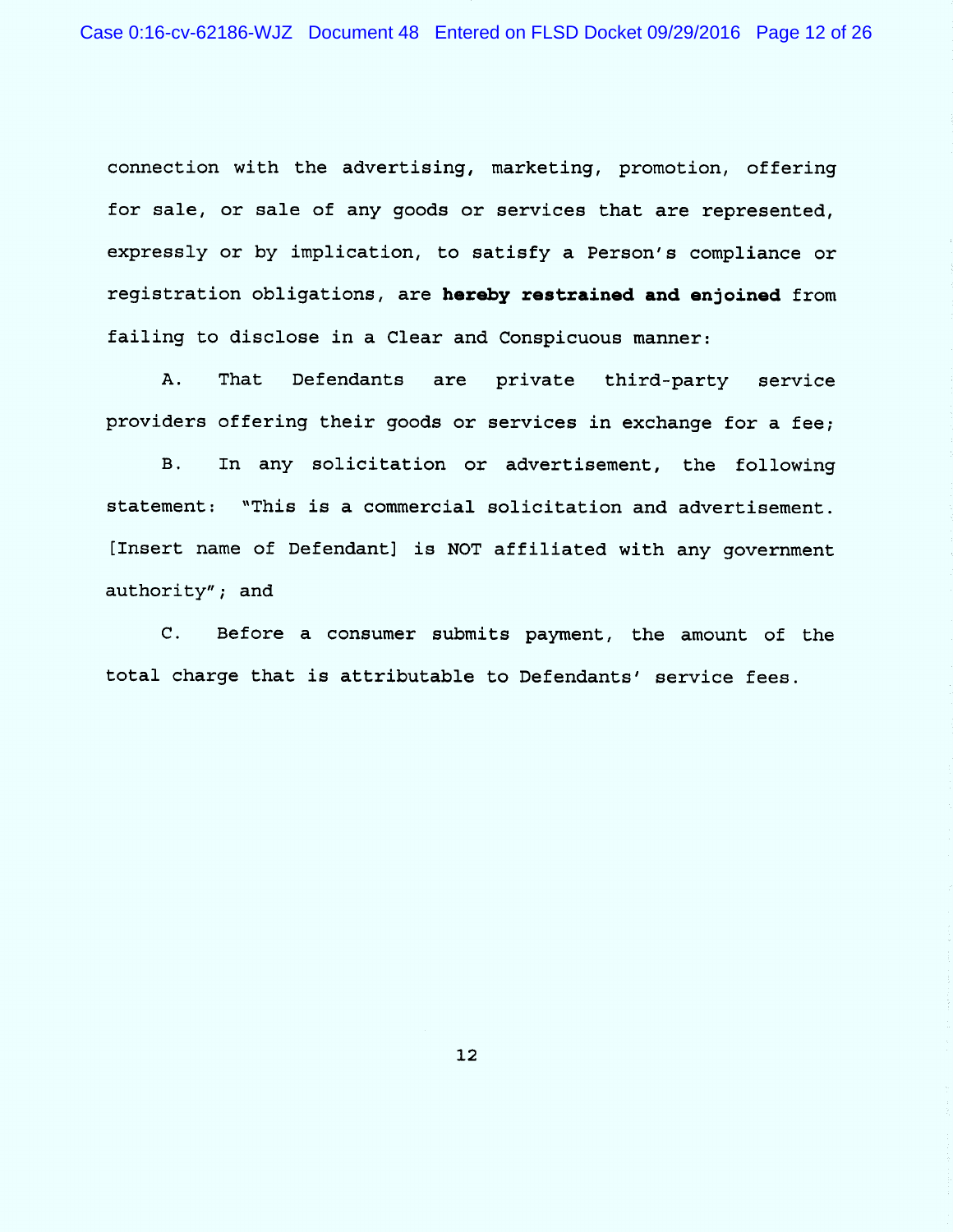connection with the advertising, marketing, promotion, offering for sale, or sale of any goods or services that are represented, expressly or by implication, to satisfy a Person's compliance or registration obligations, are **hereby restrained and enjoined** from failing to disclose in a Clear and Conspicuous manner:

A. That Defendants are private third-party service providers offering their goods or services in exchange for a fee;

B. In any solicitation or advertisement, the following statement: "This is a commercial solicitation and advertisement. [Insert name of Defendant] is NOT affiliated with any government authority"; and

C. Before a consumer submits payment, the amount of the total charge that is attributable to Defendants' service fees.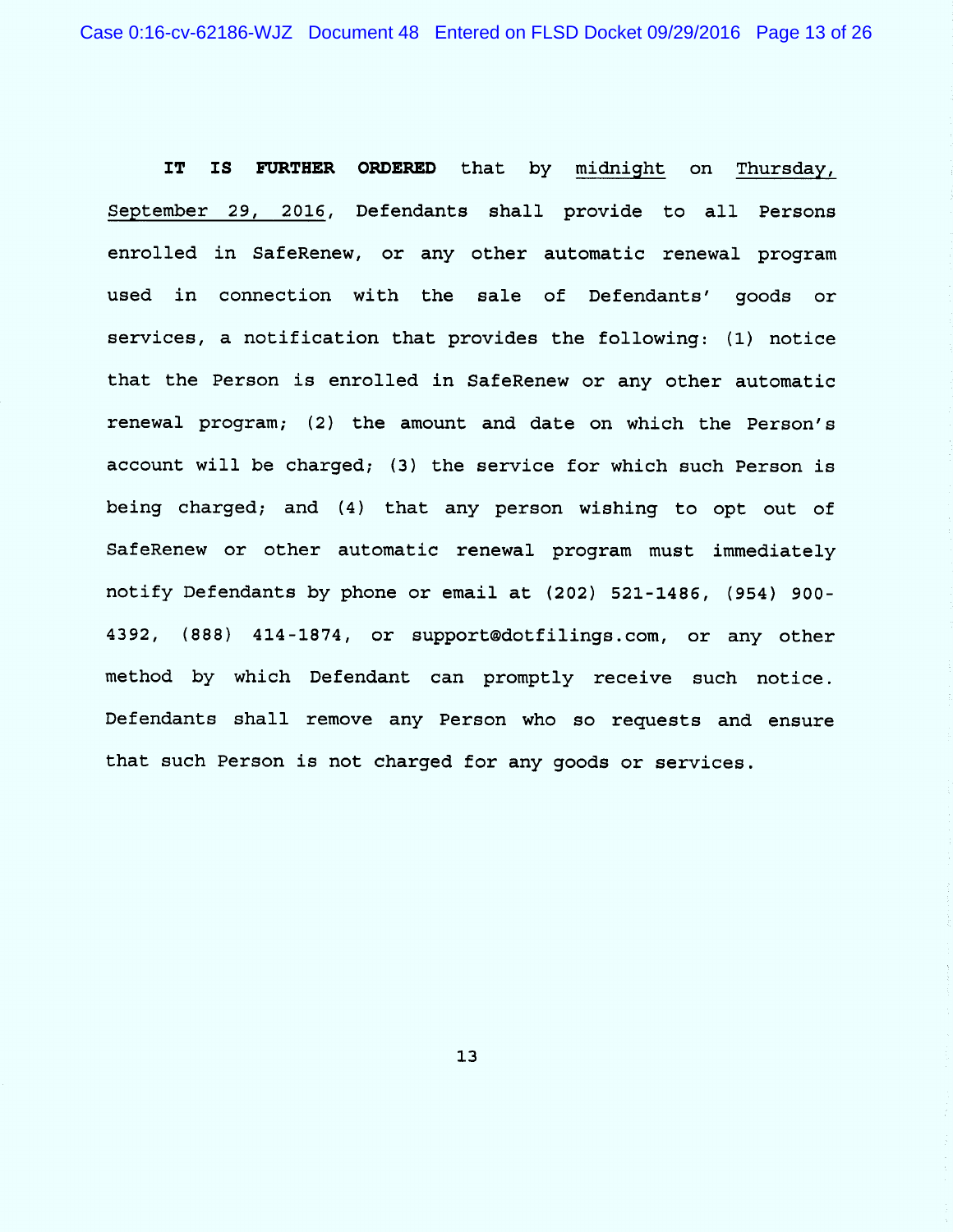**IT IS FURTHER ORDERED** that by midnight on Thursday, September 29, 2016, Defendants shall provide to all Persons enrolled in SafeRenew, or any other automatic renewal program used in connection with the sale of Defendants' goods or services, a notification that provides the following: (1) notice that the Person is enrolled in SafeRenew or any other automatic renewal program; (2) the amount and date on which the Person's account will be charged; (3) the service for which such Person is being charged; and (4) that any person wishing to opt out of SafeRenew or other automatic renewal program must immediately notify Defendants by phone or email at (202) 521-1486, (954) 900-4392, (888) 414-1874, or support@dotfilings.com, or any other method by which Defendant can promptly receive such notice. Defendants shall remove any Person who so requests and ensure that such Person is not charged for any goods or services.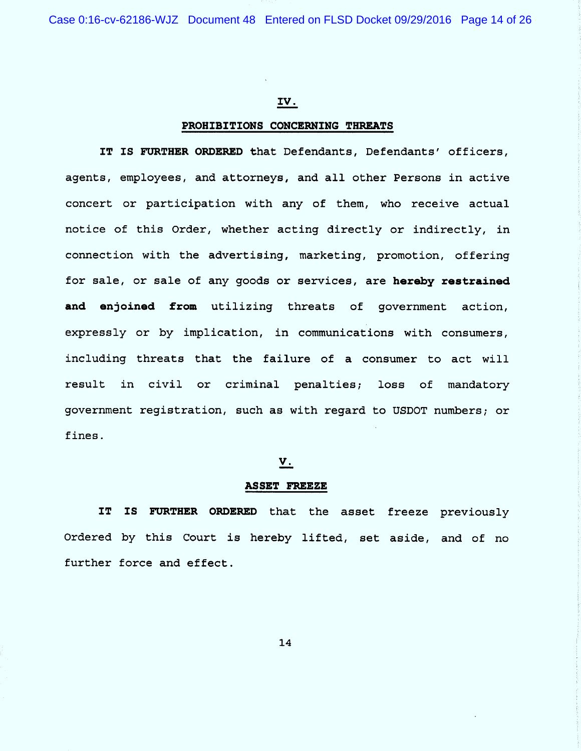## IV.

## PROHIBITIONS CONCERNING THREATS

**IT IS FURTHER ORDERED** that Defendants, Defendants' officers, agents, employees, and attorneys, and all other Persons in active concert or participation with any of them, who receive actual notice of this Order, whether acting directly or indirectly, in connection with the advertising, marketing, promotion, offering for sale, or sale of any goods or services, are **hereby restrained and enjoined from** utilizing threats of government action, expressly or by implication, in communications with consumers, including threats that the failure of a consumer to act will result in civil or criminal penalties; loss of mandatory government registration, such as with regard to USDOT numbers; or fines.

## V.

## ASSET FREEZE

**IT IS FURTHER ORDERED** that the asset freeze previously Ordered by this Court is hereby lifted, set aside, and of no further force and effect.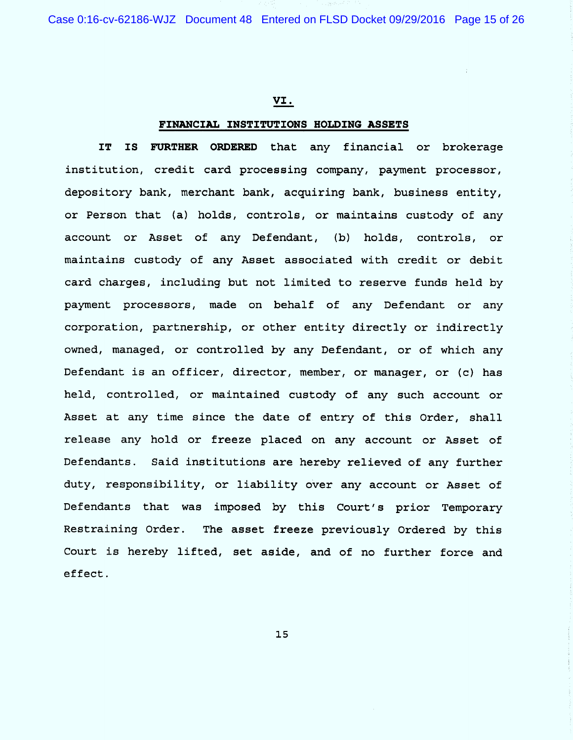## VI.

## FINANCIAL INSTITUTIONS HOLDING ASSETS

**IT IS FURTHER ORDERED** that any financial or brokerage institution, credit card processing company, payment processor, depository bank, merchant bank, acquiring bank, business entity, or Person that (a) holds, controls, or maintains custody of any account or Asset of any Defendant, (b) holds, controls, or maintains custody of any Asset associated with credit or debit card charges, including but not limited to reserve funds held by payment processors, made on behalf of any Defendant or any corporation, partnership, or other entity directly or indirectly owned, managed, or controlled by any Defendant, or of which any Defendant is an officer, director, member, or manager, or (c) has held, controlled, or maintained custody of any such account or Asset at any time since the date of entry of this Order, shall release any hold or freeze placed on any account or Asset of Defendants. Said institutions are hereby relieved of any further duty, responsibility, or liability over any account or Asset of Defendants that was imposed by this Court's prior Temporary Restraining Order. The asset freeze previously Ordered by this Court is hereby lifted, set aside, and of no further force and effect.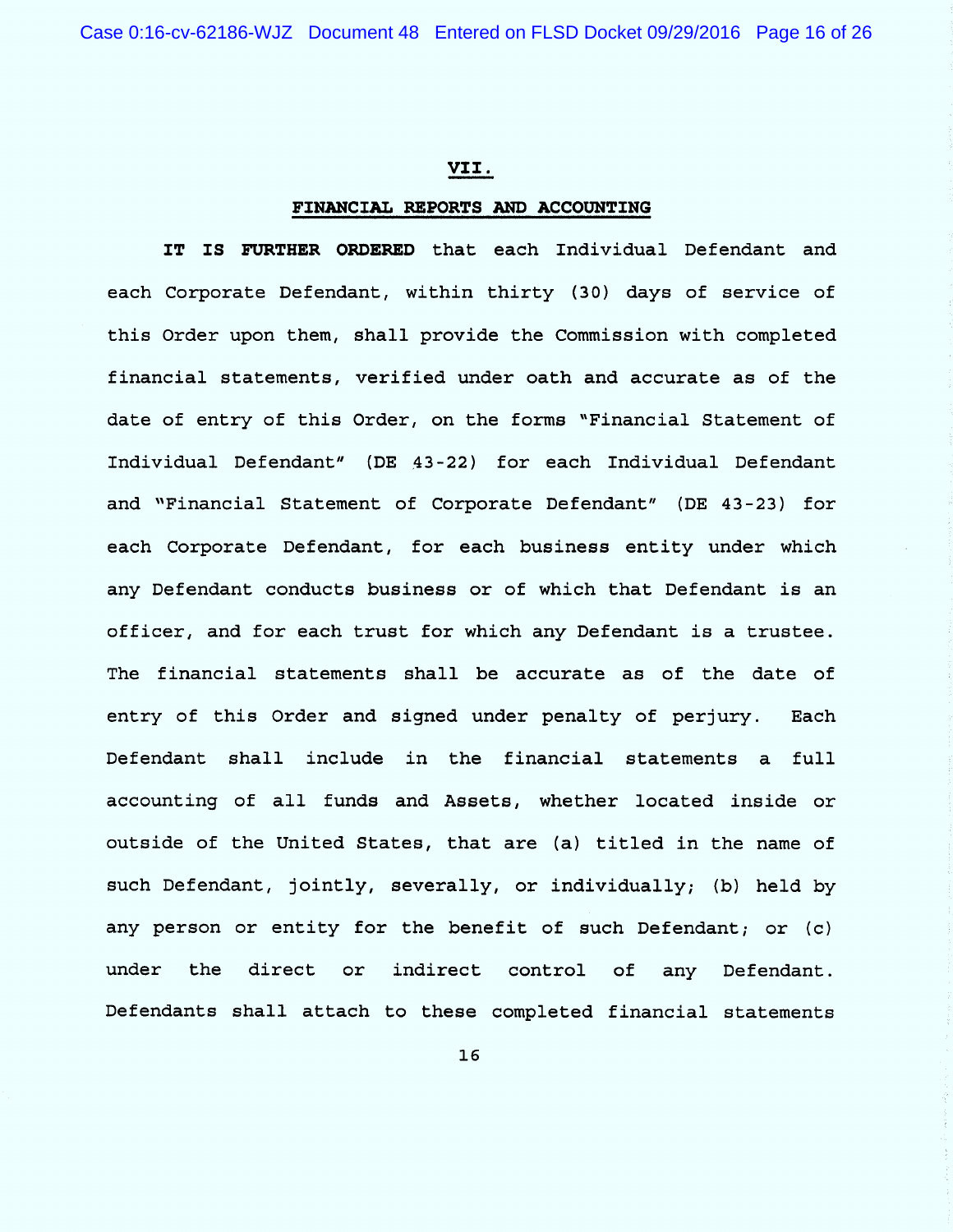## VII.

## FINANCIAL REPORTS AND ACCOUNTING

**IT IS FURTHER ORDERED** that each Individual Defendant and each Corporate Defendant, within thirty (30) days of service of this Order upon them, shall provide the Commission with completed financial statements, verified under oath and accurate as of the date of entry of this Order, on the forms "Financial Statement of Individual Defendant" (DE 43-22) for each Individual Defendant and "Financial Statement of Corporate Defendant" (DE 43-23) for each Corporate Defendant, for each business entity under which any Defendant conducts business or of which that Defendant is an officer, and for each trust for which any Defendant is a trustee. The financial statements shall be accurate as of the date of entry of this Order and signed under penalty of perjury. Each Defendant shall include in the financial statements a full accounting of all funds and Assets, whether located inside or outside of the United States, that are (a) titled in the name of such Defendant, jointly, severally, or individually; (b) held by any person or entity for the benefit of such Defendant; or (c) under the direct or indirect control of any Defendant. Defendants shall attach to these completed financial statements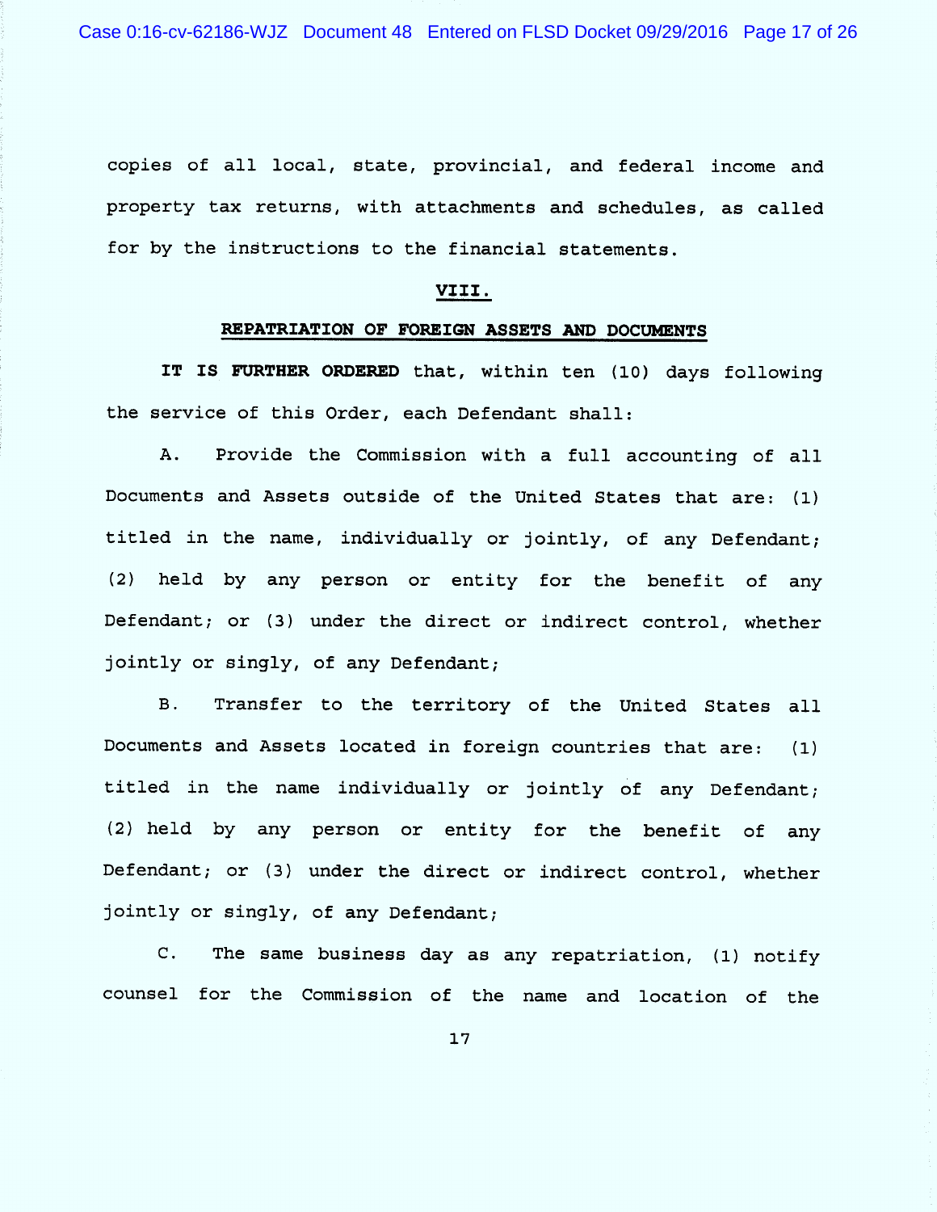copies of all local, state, provincial, and federal income and property tax returns, with attachments and schedules, as called for by the instructions to the financial statements.

## VIII.

## REPATRIATION OF FOREIGN ASSETS AND DOCUMENTS

**IT IS FURTHER ORDERED** that, within ten (10) days following the service of this Order, each Defendant shall:

A. Provide the Commission with a full accounting of all Documents and Assets outside of the United States that are: (1) titled in the name, individually or jointly, of any Defendant; (2) held by any person or entity for the benefit of any Defendant; or (3) under the direct or indirect control, whether jointly or singly, of any Defendant;

B. Transfer to the territory of the United States all Documents and Assets located in foreign countries that are: (1) titled in the name individually or jointly of any Defendant; (2) held by any person or entity for the benefit of any Defendant; or (3) under the direct or indirect control, whether jointly or singly, of any Defendant;

C. The same business day as any repatriation, (1) notify counsel for the Commission of the name and location of the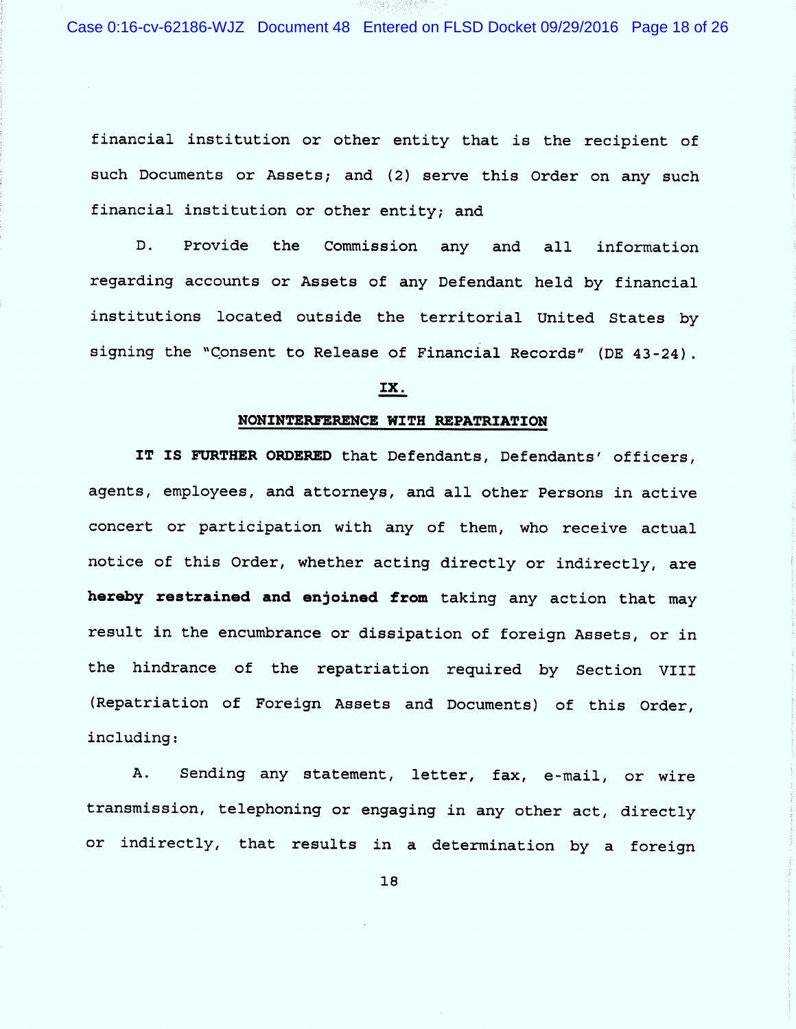financial institution or other entity that is the recipient of such Documents or Assets; and (2) serve this Order on any such financial institution or other entity; and

D. Provide the Commission any and all information regarding accounts or Assets of any Defendant held by financial institutions located outside the territorial United States by signing the "Consent to Release of Financial Records" (DE 43-24).

## IX.

## NONINTERFERENCE WITH REPATRIATION

**IT IS FURTHER ORDERED** that Defendants, Defendants' officers, agents, employees, and attorneys, and all other Persons in active concert or participation with any of them, who receive actual notice of this Order, whether acting directly or indirectly, are **hereby restrained and enjoined from** taking any action that may result in the encumbrance or dissipation of foreign Assets, or in the hindrance of the repatriation required by Section VIII (Repatriation of Foreign Assets and Documents) of this Order, including:

A. Sending any statement, letter, fax, e-mail, or wire transmission, telephoning or engaging in any other act, directly or indirectly, that results in a determination by a foreign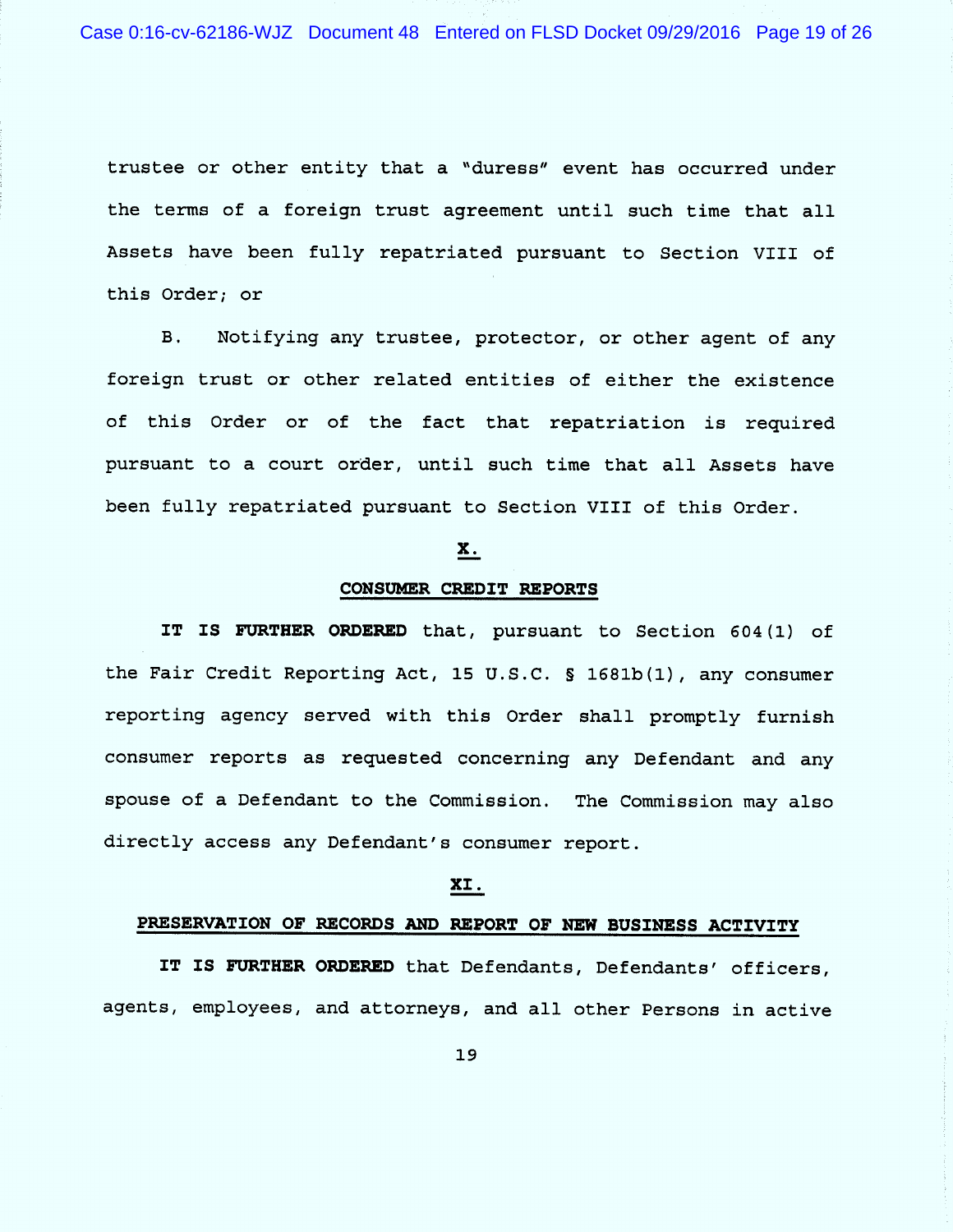trustee or other entity that a "duress" event has occurred under the terms of a foreign trust agreement until such time that all Assets have been fully repatriated pursuant to Section VIII of this Order; or

B. Notifying any trustee, protector, or other agent of any foreign trust or other related entities of either the existence of this Order or of the fact that repatriation is required pursuant to a court order, until such time that all Assets have been fully repatriated pursuant to Section VIII of this Order.

## X.

## CONSUMER CREDIT REPORTS

**IT IS FURTHER ORDERED** that, pursuant to Section 604(1) of the Fair Credit Reporting Act, 15 U.S.C. § 1681b(1), any consumer reporting agency served with this Order shall promptly furnish consumer reports as requested concerning any Defendant and any spouse of a Defendant to the Commission. The Commission may also directly access any Defendant's consumer report.

## XI.

## PRESERVATION OF RECORDS AND REPORT OF NEW BUSINESS ACTIVITY

**IT IS FURTHER ORDERED** that Defendants, Defendants' officers, agents, employees, and attorneys, and all other Persons in active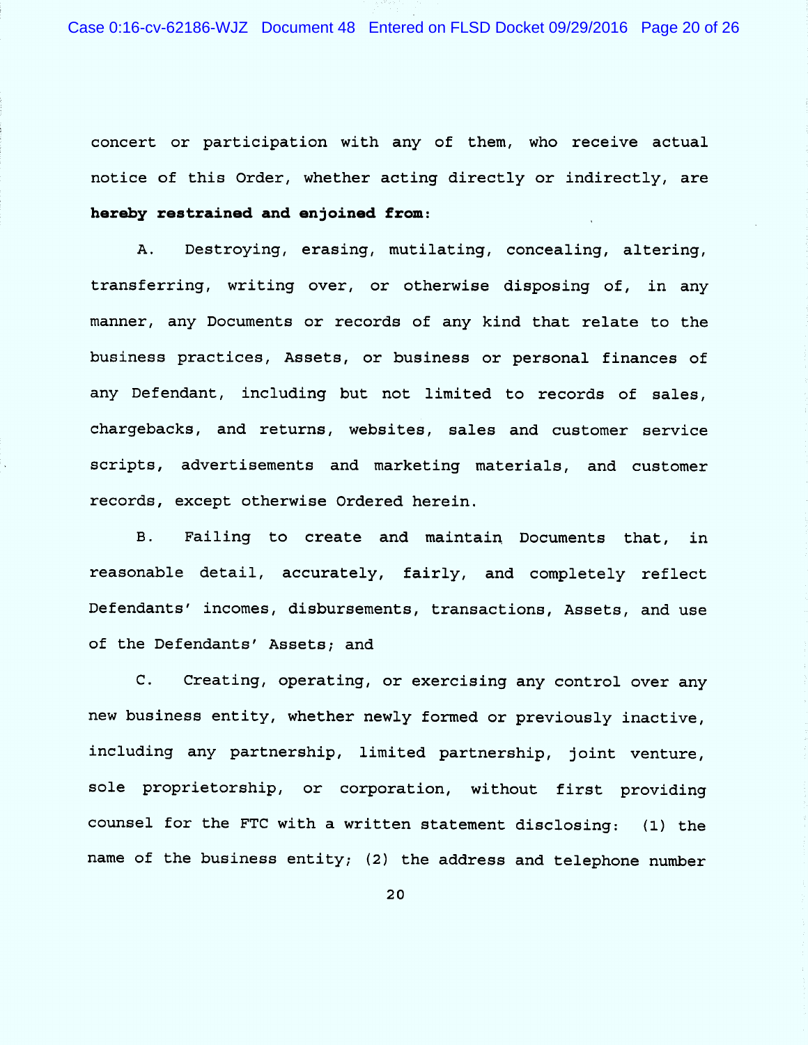concert or participation with any of them, who receive actual notice of this Order, whether acting directly or indirectly, are **hereby restrained and enjoined from**:

A. Destroying, erasing, mutilating, concealing, altering, transferring, writing over, or otherwise disposing of, in any manner, any Documents or records of any kind that relate to the business practices, Assets, or business or personal finances of any Defendant, including but not limited to records of sales, chargebacks, and returns, websites, sales and customer service scripts, advertisements and marketing materials, and customer records, except otherwise Ordered herein.

B. Failing to create and maintain Documents that, in reasonable detail, accurately, fairly, and completely reflect Defendants' incomes, disbursements, transactions, Assets, and use of the Defendants' Assets; and

C. Creating, operating, or exercising any control over any new business entity, whether newly formed or previously inactive, including any partnership, limited partnership, joint venture, sole proprietorship, or corporation, without first providing counsel for the FTC with a written statement disclosing: (1) the name of the business entity; (2) the address and telephone number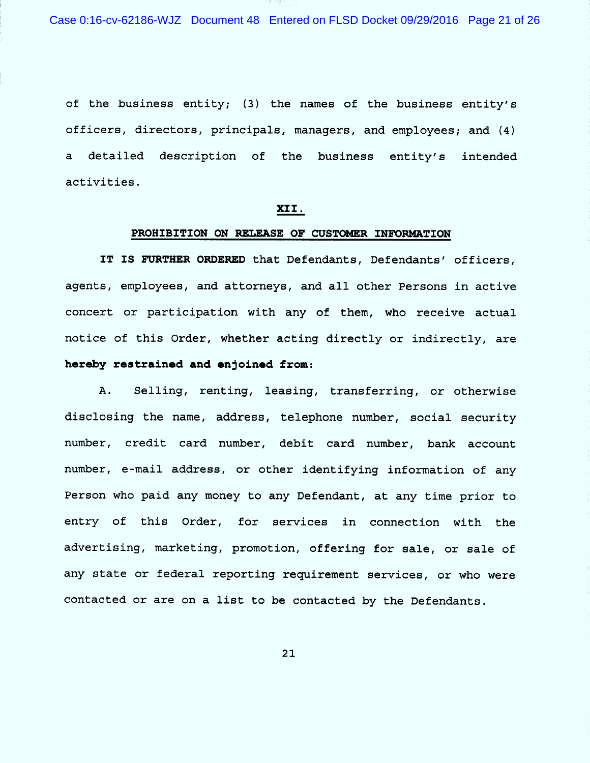of the business entity; (3) the names of the business entity's officers, directors, principals, managers, and employees; and (4) a detailed description of the business entity's intended activities.

## XII.

## PROHIBITION ON RELEASE OF CUSTOMER INFORMATION

**IT IS FURTHER ORDERED** that Defendants, Defendants' officers, agents, employees, and attorneys, and all other Persons in active concert or participation with any of them, who receive actual notice of this Order, whether acting directly or indirectly, are **hereby restrained and enjoined from**:

A. Selling, renting, leasing, transferring, or otherwise disclosing the name, address, telephone number, social security number, credit card number, debit card number, bank account number, e-mail address, or other identifying information of any Person who paid any money to any Defendant, at any time prior to entry of this Order, for services in connection with the advertising, marketing, promotion, offering for sale, or sale of any state or federal reporting requirement services, or who were contacted or are on a list to be contacted by the Defendants.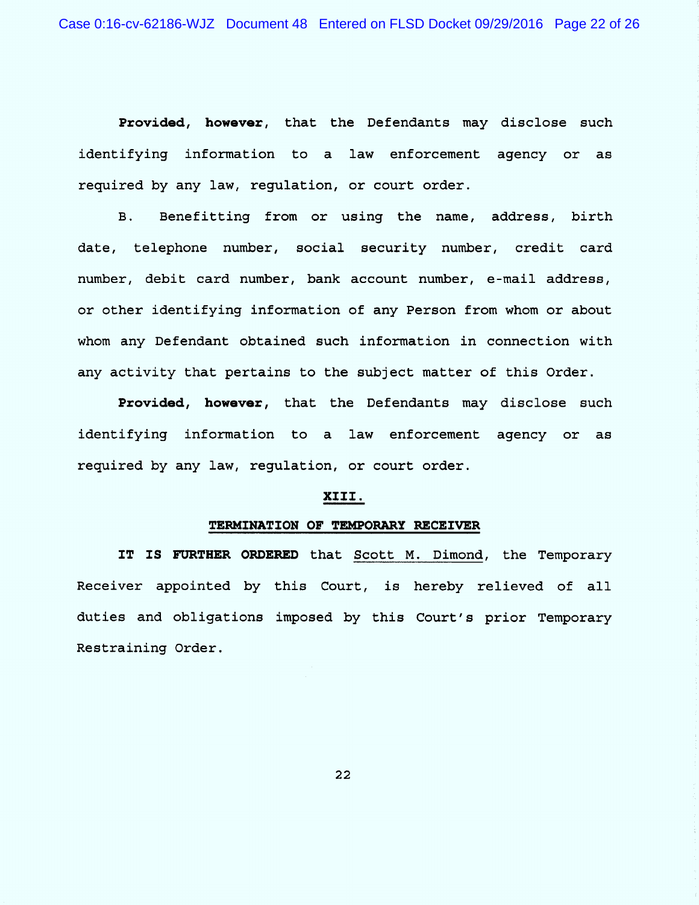**Provided, however**, that the Defendants may disclose such identifying information to a law enforcement agency or as required by any law, regulation, or court order.

B. Benefitting from or using the name, address, birth date, telephone number, social security number, credit card number, debit card number, bank account number, e-mail address, or other identifying information of any Person from whom or about whom any Defendant obtained such information in connection with any activity that pertains to the subject matter of this Order.

**Provided, however**, that the Defendants may disclose such identifying information to a law enforcement agency or as required by any law, regulation, or court order.

## XIII.

## TERMINATION OF TEMPORARY RECEIVER

**IT IS FURTHER ORDERED** that Scott M. Dimond, the Temporary Receiver appointed by this Court, is hereby relieved of all duties and obligations imposed by this Court's prior Temporary Restraining Order.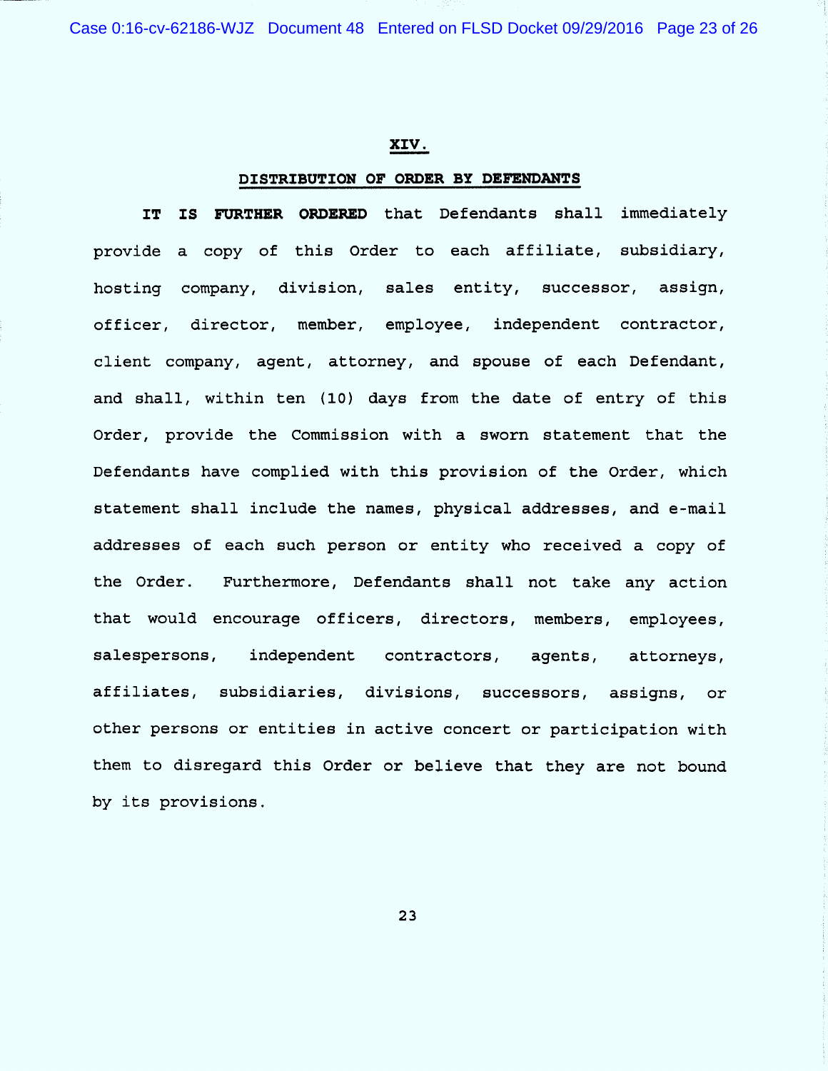## XIV.

## DISTRIBUTION OF ORDER BY DEFENDANTS

**IT IS FURTHER ORDERED** that Defendants shall immediately provide a copy of this Order to each affiliate, subsidiary, hosting company, division, sales entity, successor, assign, officer, director, member, employee, independent contractor, client company, agent, attorney, and spouse of each Defendant, and shall, within ten (10) days from the date of entry of this Order, provide the Commission with a sworn statement that the Defendants have complied with this provision of the Order, which statement shall include the names, physical addresses, and e-mail addresses of each such person or entity who received a copy of the Order. Furthermore, Defendants shall not take any action that would encourage officers, directors, members, employees, salespersons, independent contractors, agents, attorneys, affiliates, subsidiaries, divisions, successors, assigns, or other persons or entities in active concert or participation with them to disregard this Order or believe that they are not bound by its provisions.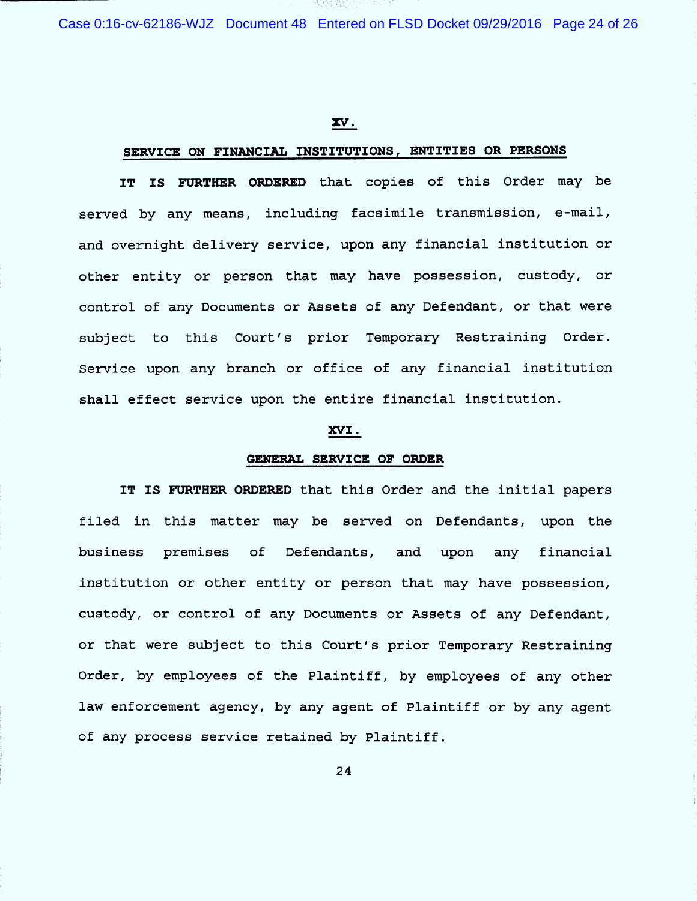## XV.

## SERVICE ON FINANCIAL INSTITUTIONS, ENTITIES OR PERSONS

**IT IS FURTHER ORDERED** that copies of this Order may be served by any means, including facsimile transmission, e-mail, and overnight delivery service, upon any financial institution or other entity or person that may have possession, custody, or control of any Documents or Assets of any Defendant, or that were subject to this Court's prior Temporary Restraining Order. Service upon any branch or office of any financial institution shall effect service upon the entire financial institution.

## XVI.

## GENERAL SERVICE OF ORDER

**IT IS FURTHER ORDERED** that this Order and the initial papers filed in this matter may be served on Defendants, upon the business premises of Defendants, and upon any financial institution or other entity or person that may have possession, custody, or control of any Documents or Assets of any Defendant, or that were subject to this Court's prior Temporary Restraining Order, by employees of the Plaintiff, by employees of any other law enforcement agency, by any agent of Plaintiff or by any agent of any process service retained by Plaintiff.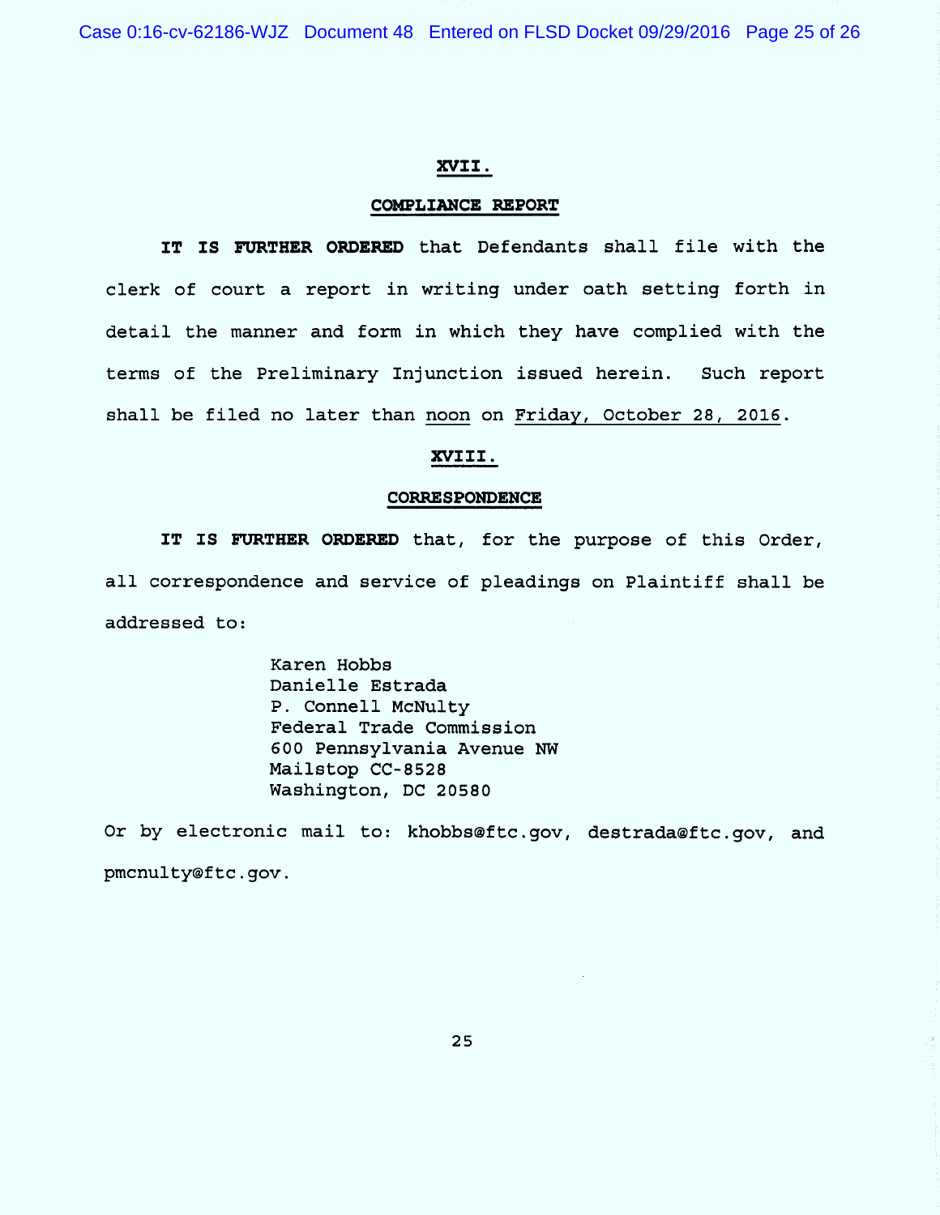## XVII.

## COMPLIANCE REPORT

**IT IS FURTHER ORDERED** that Defendants shall file with the clerk of court a report in writing under oath setting forth in detail the manner and form in which they have complied with the terms of the Preliminary Injunction issued herein. Such report shall be filed no later than noon on Friday, October 28, 2016.

## XVIII.

## CORRESPONDENCE

**IT IS FURTHER ORDERED** that, for the purpose of this Order, all correspondence and service of pleadings on Plaintiff shall be addressed to:

Karen Hobbs
Danielle Estrada
P. Connell McNulty
Federal Trade Commission
600 Pennsylvania Avenue NW
Mailstop CC-8528
Washington, DC 20580

Or by electronic mail to: khobbs@ftc.gov, destrada@ftc.gov, and pmcnulty@ftc.gov.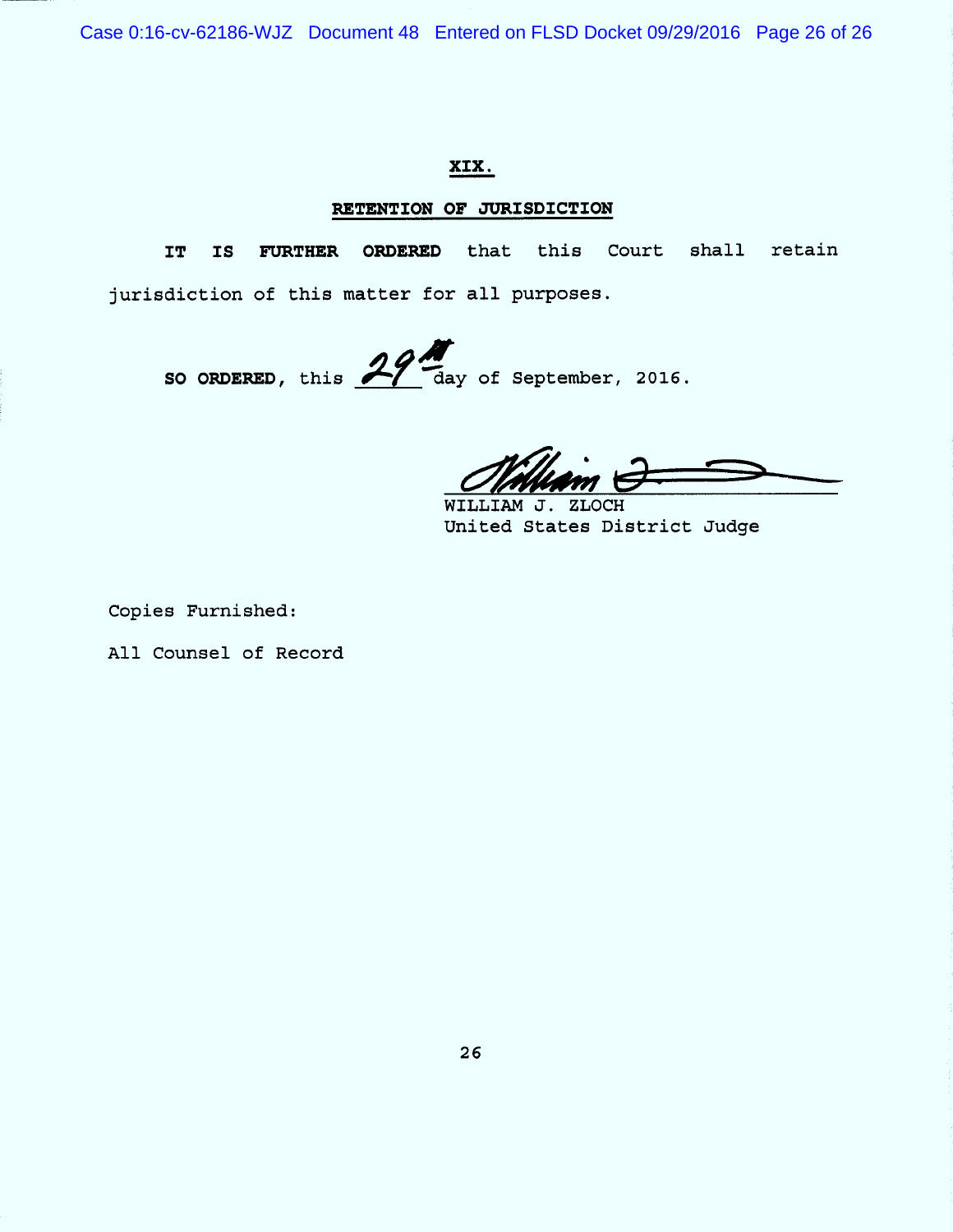## XIX.

## RETENTION OF JURISDICTION

**IT IS FURTHER ORDERED** that this Court shall retain jurisdiction of this matter for all purposes.

**SO ORDERED**, this 29th day of September, 2016.

WILLIAM J. ZLOCH
United States District Judge

Copies Furnished:

All Counsel of Record